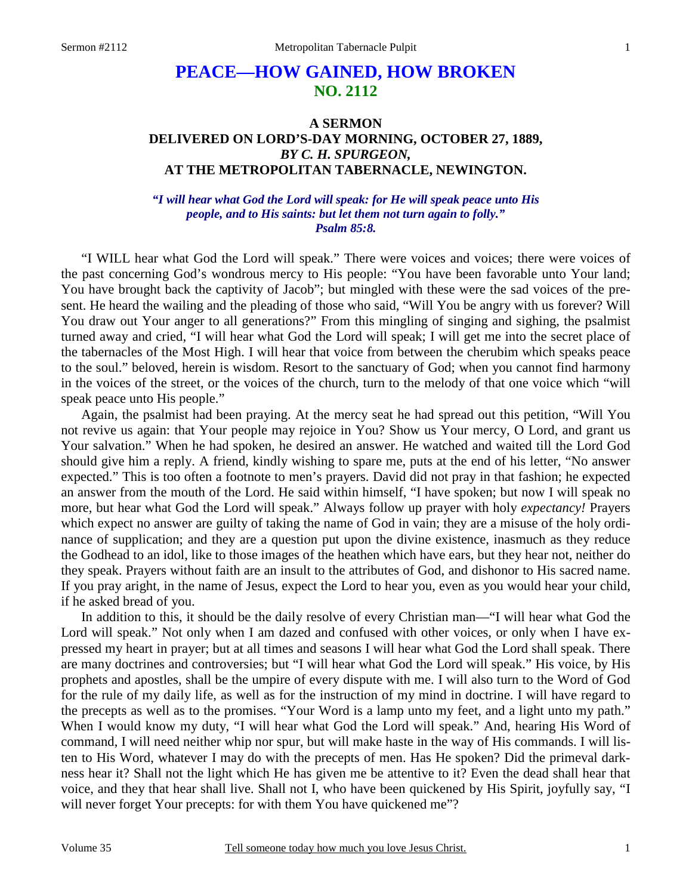# PEACE—HOW GAINED, HOW BROKEN
## NO. 2112

### A SERMON
### DELIVERED ON LORD'S-DAY MORNING, OCTOBER 27, 1889,
### *BY C. H. SPURGEON,*
### AT THE METROPOLITAN TABERNACLE, NEWINGTON.

***"I will hear what God the Lord will speak: for He will speak peace unto His people, and to His saints: but let them not turn again to folly." Psalm 85:8.***

"I WILL hear what God the Lord will speak." There were voices and voices; there were voices of the past concerning God's wondrous mercy to His people: "You have been favorable unto Your land; You have brought back the captivity of Jacob"; but mingled with these were the sad voices of the present. He heard the wailing and the pleading of those who said, "Will You be angry with us forever? Will You draw out Your anger to all generations?" From this mingling of singing and sighing, the psalmist turned away and cried, "I will hear what God the Lord will speak; I will get me into the secret place of the tabernacles of the Most High. I will hear that voice from between the cherubim which speaks peace to the soul." beloved, herein is wisdom. Resort to the sanctuary of God; when you cannot find harmony in the voices of the street, or the voices of the church, turn to the melody of that one voice which "will speak peace unto His people."

Again, the psalmist had been praying. At the mercy seat he had spread out this petition, "Will You not revive us again: that Your people may rejoice in You? Show us Your mercy, O Lord, and grant us Your salvation." When he had spoken, he desired an answer. He watched and waited till the Lord God should give him a reply. A friend, kindly wishing to spare me, puts at the end of his letter, "No answer expected." This is too often a footnote to men's prayers. David did not pray in that fashion; he expected an answer from the mouth of the Lord. He said within himself, "I have spoken; but now I will speak no more, but hear what God the Lord will speak." Always follow up prayer with holy *expectancy!* Prayers which expect no answer are guilty of taking the name of God in vain; they are a misuse of the holy ordinance of supplication; and they are a question put upon the divine existence, inasmuch as they reduce the Godhead to an idol, like to those images of the heathen which have ears, but they hear not, neither do they speak. Prayers without faith are an insult to the attributes of God, and dishonor to His sacred name. If you pray aright, in the name of Jesus, expect the Lord to hear you, even as you would hear your child, if he asked bread of you.

In addition to this, it should be the daily resolve of every Christian man—"I will hear what God the Lord will speak." Not only when I am dazed and confused with other voices, or only when I have expressed my heart in prayer; but at all times and seasons I will hear what God the Lord shall speak. There are many doctrines and controversies; but "I will hear what God the Lord will speak." His voice, by His prophets and apostles, shall be the umpire of every dispute with me. I will also turn to the Word of God for the rule of my daily life, as well as for the instruction of my mind in doctrine. I will have regard to the precepts as well as to the promises. "Your Word is a lamp unto my feet, and a light unto my path." When I would know my duty, "I will hear what God the Lord will speak." And, hearing His Word of command, I will need neither whip nor spur, but will make haste in the way of His commands. I will listen to His Word, whatever I may do with the precepts of men. Has He spoken? Did the primeval darkness hear it? Shall not the light which He has given me be attentive to it? Even the dead shall hear that voice, and they that hear shall live. Shall not I, who have been quickened by His Spirit, joyfully say, "I will never forget Your precepts: for with them You have quickened me"?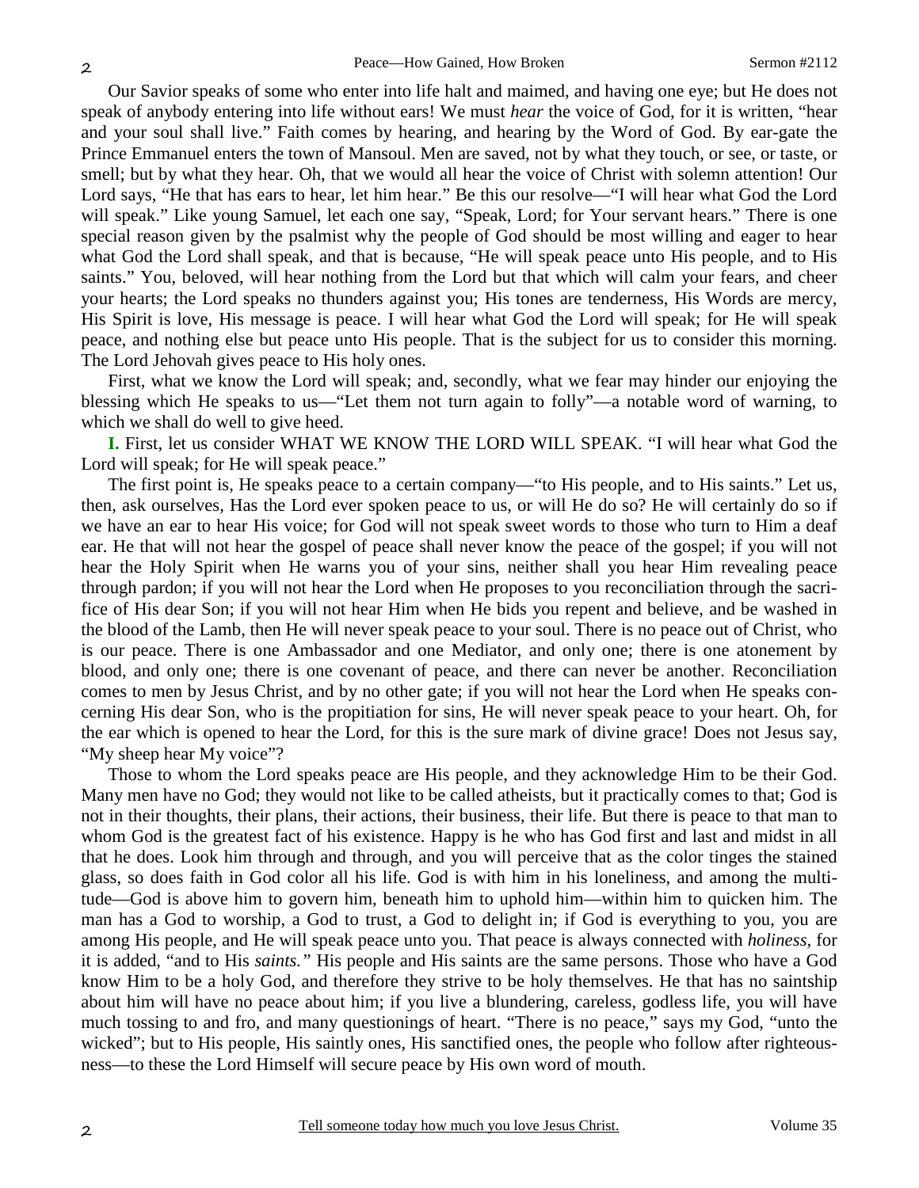Our Savior speaks of some who enter into life halt and maimed, and having one eye; but He does not speak of anybody entering into life without ears! We must *hear* the voice of God, for it is written, "hear and your soul shall live." Faith comes by hearing, and hearing by the Word of God. By ear-gate the Prince Emmanuel enters the town of Mansoul. Men are saved, not by what they touch, or see, or taste, or smell; but by what they hear. Oh, that we would all hear the voice of Christ with solemn attention! Our Lord says, "He that has ears to hear, let him hear." Be this our resolve—"I will hear what God the Lord will speak." Like young Samuel, let each one say, "Speak, Lord; for Your servant hears." There is one special reason given by the psalmist why the people of God should be most willing and eager to hear what God the Lord shall speak, and that is because, "He will speak peace unto His people, and to His saints." You, beloved, will hear nothing from the Lord but that which will calm your fears, and cheer your hearts; the Lord speaks no thunders against you; His tones are tenderness, His Words are mercy, His Spirit is love, His message is peace. I will hear what God the Lord will speak; for He will speak peace, and nothing else but peace unto His people. That is the subject for us to consider this morning. The Lord Jehovah gives peace to His holy ones.

First, what we know the Lord will speak; and, secondly, what we fear may hinder our enjoying the blessing which He speaks to us—"Let them not turn again to folly"—a notable word of warning, to which we shall do well to give heed.

**I.** First, let us consider WHAT WE KNOW THE LORD WILL SPEAK. "I will hear what God the Lord will speak; for He will speak peace."

The first point is, He speaks peace to a certain company—"to His people, and to His saints." Let us, then, ask ourselves, Has the Lord ever spoken peace to us, or will He do so? He will certainly do so if we have an ear to hear His voice; for God will not speak sweet words to those who turn to Him a deaf ear. He that will not hear the gospel of peace shall never know the peace of the gospel; if you will not hear the Holy Spirit when He warns you of your sins, neither shall you hear Him revealing peace through pardon; if you will not hear the Lord when He proposes to you reconciliation through the sacrifice of His dear Son; if you will not hear Him when He bids you repent and believe, and be washed in the blood of the Lamb, then He will never speak peace to your soul. There is no peace out of Christ, who is our peace. There is one Ambassador and one Mediator, and only one; there is one atonement by blood, and only one; there is one covenant of peace, and there can never be another. Reconciliation comes to men by Jesus Christ, and by no other gate; if you will not hear the Lord when He speaks concerning His dear Son, who is the propitiation for sins, He will never speak peace to your heart. Oh, for the ear which is opened to hear the Lord, for this is the sure mark of divine grace! Does not Jesus say, "My sheep hear My voice"?

Those to whom the Lord speaks peace are His people, and they acknowledge Him to be their God. Many men have no God; they would not like to be called atheists, but it practically comes to that; God is not in their thoughts, their plans, their actions, their business, their life. But there is peace to that man to whom God is the greatest fact of his existence. Happy is he who has God first and last and midst in all that he does. Look him through and through, and you will perceive that as the color tinges the stained glass, so does faith in God color all his life. God is with him in his loneliness, and among the multitude—God is above him to govern him, beneath him to uphold him—within him to quicken him. The man has a God to worship, a God to trust, a God to delight in; if God is everything to you, you are among His people, and He will speak peace unto you. That peace is always connected with *holiness*, for it is added, "and to His *saints."* His people and His saints are the same persons. Those who have a God know Him to be a holy God, and therefore they strive to be holy themselves. He that has no saintship about him will have no peace about him; if you live a blundering, careless, godless life, you will have much tossing to and fro, and many questionings of heart. "There is no peace," says my God, "unto the wicked"; but to His people, His saintly ones, His sanctified ones, the people who follow after righteousness—to these the Lord Himself will secure peace by His own word of mouth.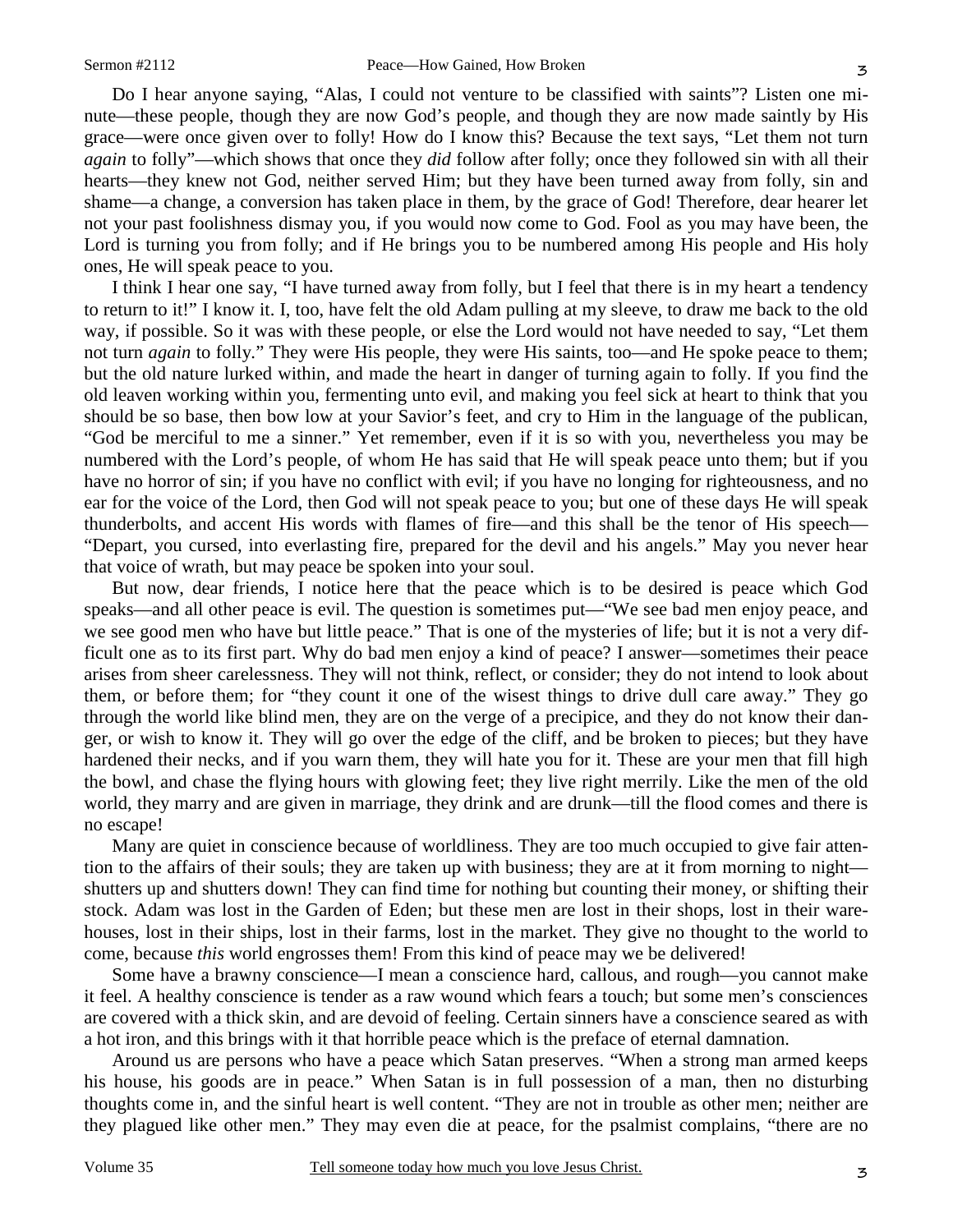Do I hear anyone saying, "Alas, I could not venture to be classified with saints"? Listen one minute—these people, though they are now God's people, and though they are now made saintly by His grace—were once given over to folly! How do I know this? Because the text says, "Let them not turn *again* to folly"—which shows that once they *did* follow after folly; once they followed sin with all their hearts—they knew not God, neither served Him; but they have been turned away from folly, sin and shame—a change, a conversion has taken place in them, by the grace of God! Therefore, dear hearer let not your past foolishness dismay you, if you would now come to God. Fool as you may have been, the Lord is turning you from folly; and if He brings you to be numbered among His people and His holy ones, He will speak peace to you.

I think I hear one say, "I have turned away from folly, but I feel that there is in my heart a tendency to return to it!" I know it. I, too, have felt the old Adam pulling at my sleeve, to draw me back to the old way, if possible. So it was with these people, or else the Lord would not have needed to say, "Let them not turn *again* to folly." They were His people, they were His saints, too—and He spoke peace to them; but the old nature lurked within, and made the heart in danger of turning again to folly. If you find the old leaven working within you, fermenting unto evil, and making you feel sick at heart to think that you should be so base, then bow low at your Savior's feet, and cry to Him in the language of the publican, "God be merciful to me a sinner." Yet remember, even if it is so with you, nevertheless you may be numbered with the Lord's people, of whom He has said that He will speak peace unto them; but if you have no horror of sin; if you have no conflict with evil; if you have no longing for righteousness, and no ear for the voice of the Lord, then God will not speak peace to you; but one of these days He will speak thunderbolts, and accent His words with flames of fire—and this shall be the tenor of His speech—"Depart, you cursed, into everlasting fire, prepared for the devil and his angels." May you never hear that voice of wrath, but may peace be spoken into your soul.

But now, dear friends, I notice here that the peace which is to be desired is peace which God speaks—and all other peace is evil. The question is sometimes put—"We see bad men enjoy peace, and we see good men who have but little peace." That is one of the mysteries of life; but it is not a very difficult one as to its first part. Why do bad men enjoy a kind of peace? I answer—sometimes their peace arises from sheer carelessness. They will not think, reflect, or consider; they do not intend to look about them, or before them; for "they count it one of the wisest things to drive dull care away." They go through the world like blind men, they are on the verge of a precipice, and they do not know their danger, or wish to know it. They will go over the edge of the cliff, and be broken to pieces; but they have hardened their necks, and if you warn them, they will hate you for it. These are your men that fill high the bowl, and chase the flying hours with glowing feet; they live right merrily. Like the men of the old world, they marry and are given in marriage, they drink and are drunk—till the flood comes and there is no escape!

Many are quiet in conscience because of worldliness. They are too much occupied to give fair attention to the affairs of their souls; they are taken up with business; they are at it from morning to night—shutters up and shutters down! They can find time for nothing but counting their money, or shifting their stock. Adam was lost in the Garden of Eden; but these men are lost in their shops, lost in their warehouses, lost in their ships, lost in their farms, lost in the market. They give no thought to the world to come, because *this* world engrosses them! From this kind of peace may we be delivered!

Some have a brawny conscience—I mean a conscience hard, callous, and rough—you cannot make it feel. A healthy conscience is tender as a raw wound which fears a touch; but some men's consciences are covered with a thick skin, and are devoid of feeling. Certain sinners have a conscience seared as with a hot iron, and this brings with it that horrible peace which is the preface of eternal damnation.

Around us are persons who have a peace which Satan preserves. "When a strong man armed keeps his house, his goods are in peace." When Satan is in full possession of a man, then no disturbing thoughts come in, and the sinful heart is well content. "They are not in trouble as other men; neither are they plagued like other men." They may even die at peace, for the psalmist complains, "there are no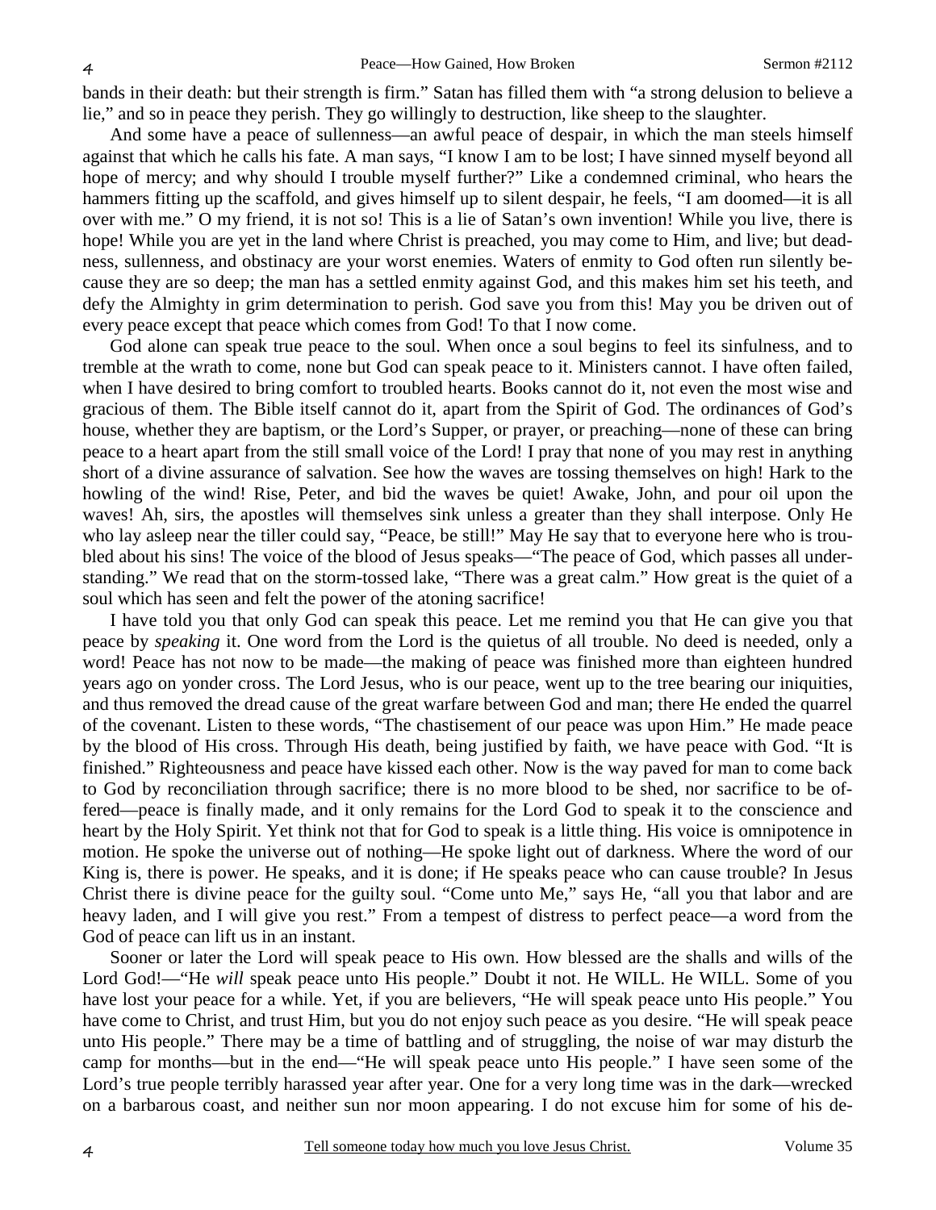bands in their death: but their strength is firm." Satan has filled them with "a strong delusion to believe a lie," and so in peace they perish. They go willingly to destruction, like sheep to the slaughter.

And some have a peace of sullenness—an awful peace of despair, in which the man steels himself against that which he calls his fate. A man says, "I know I am to be lost; I have sinned myself beyond all hope of mercy; and why should I trouble myself further?" Like a condemned criminal, who hears the hammers fitting up the scaffold, and gives himself up to silent despair, he feels, "I am doomed—it is all over with me." O my friend, it is not so! This is a lie of Satan's own invention! While you live, there is hope! While you are yet in the land where Christ is preached, you may come to Him, and live; but deadness, sullenness, and obstinacy are your worst enemies. Waters of enmity to God often run silently because they are so deep; the man has a settled enmity against God, and this makes him set his teeth, and defy the Almighty in grim determination to perish. God save you from this! May you be driven out of every peace except that peace which comes from God! To that I now come.

God alone can speak true peace to the soul. When once a soul begins to feel its sinfulness, and to tremble at the wrath to come, none but God can speak peace to it. Ministers cannot. I have often failed, when I have desired to bring comfort to troubled hearts. Books cannot do it, not even the most wise and gracious of them. The Bible itself cannot do it, apart from the Spirit of God. The ordinances of God's house, whether they are baptism, or the Lord's Supper, or prayer, or preaching—none of these can bring peace to a heart apart from the still small voice of the Lord! I pray that none of you may rest in anything short of a divine assurance of salvation. See how the waves are tossing themselves on high! Hark to the howling of the wind! Rise, Peter, and bid the waves be quiet! Awake, John, and pour oil upon the waves! Ah, sirs, the apostles will themselves sink unless a greater than they shall interpose. Only He who lay asleep near the tiller could say, "Peace, be still!" May He say that to everyone here who is troubled about his sins! The voice of the blood of Jesus speaks—"The peace of God, which passes all understanding." We read that on the storm-tossed lake, "There was a great calm." How great is the quiet of a soul which has seen and felt the power of the atoning sacrifice!

I have told you that only God can speak this peace. Let me remind you that He can give you that peace by *speaking* it. One word from the Lord is the quietus of all trouble. No deed is needed, only a word! Peace has not now to be made—the making of peace was finished more than eighteen hundred years ago on yonder cross. The Lord Jesus, who is our peace, went up to the tree bearing our iniquities, and thus removed the dread cause of the great warfare between God and man; there He ended the quarrel of the covenant. Listen to these words, "The chastisement of our peace was upon Him." He made peace by the blood of His cross. Through His death, being justified by faith, we have peace with God. "It is finished." Righteousness and peace have kissed each other. Now is the way paved for man to come back to God by reconciliation through sacrifice; there is no more blood to be shed, nor sacrifice to be offered—peace is finally made, and it only remains for the Lord God to speak it to the conscience and heart by the Holy Spirit. Yet think not that for God to speak is a little thing. His voice is omnipotence in motion. He spoke the universe out of nothing—He spoke light out of darkness. Where the word of our King is, there is power. He speaks, and it is done; if He speaks peace who can cause trouble? In Jesus Christ there is divine peace for the guilty soul. "Come unto Me," says He, "all you that labor and are heavy laden, and I will give you rest." From a tempest of distress to perfect peace—a word from the God of peace can lift us in an instant.

Sooner or later the Lord will speak peace to His own. How blessed are the shalls and wills of the Lord God!—"He *will* speak peace unto His people." Doubt it not. He WILL. He WILL. Some of you have lost your peace for a while. Yet, if you are believers, "He will speak peace unto His people." You have come to Christ, and trust Him, but you do not enjoy such peace as you desire. "He will speak peace unto His people." There may be a time of battling and of struggling, the noise of war may disturb the camp for months—but in the end—"He will speak peace unto His people." I have seen some of the Lord's true people terribly harassed year after year. One for a very long time was in the dark—wrecked on a barbarous coast, and neither sun nor moon appearing. I do not excuse him for some of his de-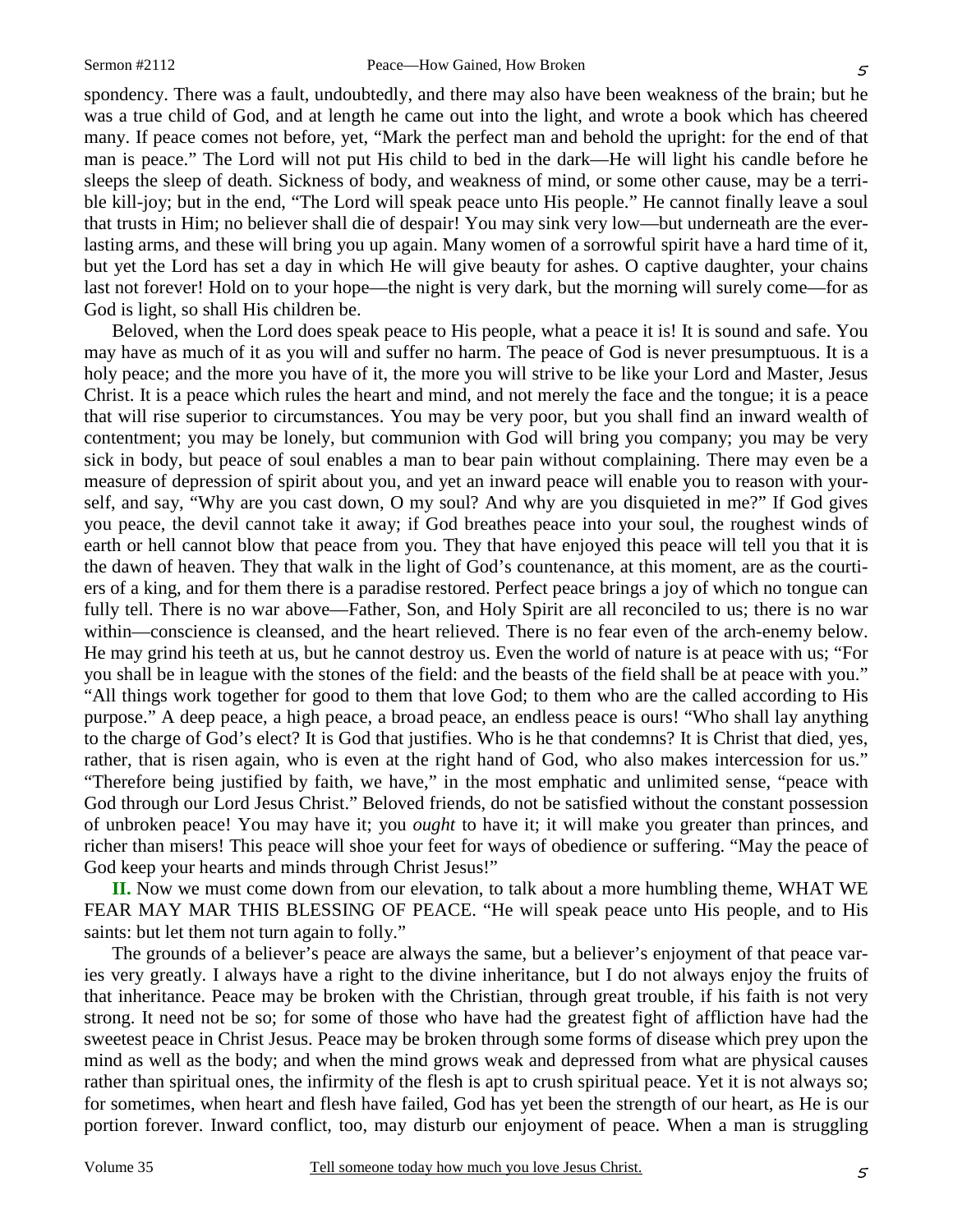spondency. There was a fault, undoubtedly, and there may also have been weakness of the brain; but he was a true child of God, and at length he came out into the light, and wrote a book which has cheered many. If peace comes not before, yet, "Mark the perfect man and behold the upright: for the end of that man is peace." The Lord will not put His child to bed in the dark—He will light his candle before he sleeps the sleep of death. Sickness of body, and weakness of mind, or some other cause, may be a terrible kill-joy; but in the end, "The Lord will speak peace unto His people." He cannot finally leave a soul that trusts in Him; no believer shall die of despair! You may sink very low—but underneath are the everlasting arms, and these will bring you up again. Many women of a sorrowful spirit have a hard time of it, but yet the Lord has set a day in which He will give beauty for ashes. O captive daughter, your chains last not forever! Hold on to your hope—the night is very dark, but the morning will surely come—for as God is light, so shall His children be.

Beloved, when the Lord does speak peace to His people, what a peace it is! It is sound and safe. You may have as much of it as you will and suffer no harm. The peace of God is never presumptuous. It is a holy peace; and the more you have of it, the more you will strive to be like your Lord and Master, Jesus Christ. It is a peace which rules the heart and mind, and not merely the face and the tongue; it is a peace that will rise superior to circumstances. You may be very poor, but you shall find an inward wealth of contentment; you may be lonely, but communion with God will bring you company; you may be very sick in body, but peace of soul enables a man to bear pain without complaining. There may even be a measure of depression of spirit about you, and yet an inward peace will enable you to reason with yourself, and say, "Why are you cast down, O my soul? And why are you disquieted in me?" If God gives you peace, the devil cannot take it away; if God breathes peace into your soul, the roughest winds of earth or hell cannot blow that peace from you. They that have enjoyed this peace will tell you that it is the dawn of heaven. They that walk in the light of God's countenance, at this moment, are as the courtiers of a king, and for them there is a paradise restored. Perfect peace brings a joy of which no tongue can fully tell. There is no war above—Father, Son, and Holy Spirit are all reconciled to us; there is no war within—conscience is cleansed, and the heart relieved. There is no fear even of the arch-enemy below. He may grind his teeth at us, but he cannot destroy us. Even the world of nature is at peace with us; "For you shall be in league with the stones of the field: and the beasts of the field shall be at peace with you." "All things work together for good to them that love God; to them who are the called according to His purpose." A deep peace, a high peace, a broad peace, an endless peace is ours! "Who shall lay anything to the charge of God's elect? It is God that justifies. Who is he that condemns? It is Christ that died, yes, rather, that is risen again, who is even at the right hand of God, who also makes intercession for us." "Therefore being justified by faith, we have," in the most emphatic and unlimited sense, "peace with God through our Lord Jesus Christ." Beloved friends, do not be satisfied without the constant possession of unbroken peace! You may have it; you *ought* to have it; it will make you greater than princes, and richer than misers! This peace will shoe your feet for ways of obedience or suffering. "May the peace of God keep your hearts and minds through Christ Jesus!"

**II.** Now we must come down from our elevation, to talk about a more humbling theme, WHAT WE FEAR MAY MAR THIS BLESSING OF PEACE. "He will speak peace unto His people, and to His saints: but let them not turn again to folly."

The grounds of a believer's peace are always the same, but a believer's enjoyment of that peace varies very greatly. I always have a right to the divine inheritance, but I do not always enjoy the fruits of that inheritance. Peace may be broken with the Christian, through great trouble, if his faith is not very strong. It need not be so; for some of those who have had the greatest fight of affliction have had the sweetest peace in Christ Jesus. Peace may be broken through some forms of disease which prey upon the mind as well as the body; and when the mind grows weak and depressed from what are physical causes rather than spiritual ones, the infirmity of the flesh is apt to crush spiritual peace. Yet it is not always so; for sometimes, when heart and flesh have failed, God has yet been the strength of our heart, as He is our portion forever. Inward conflict, too, may disturb our enjoyment of peace. When a man is struggling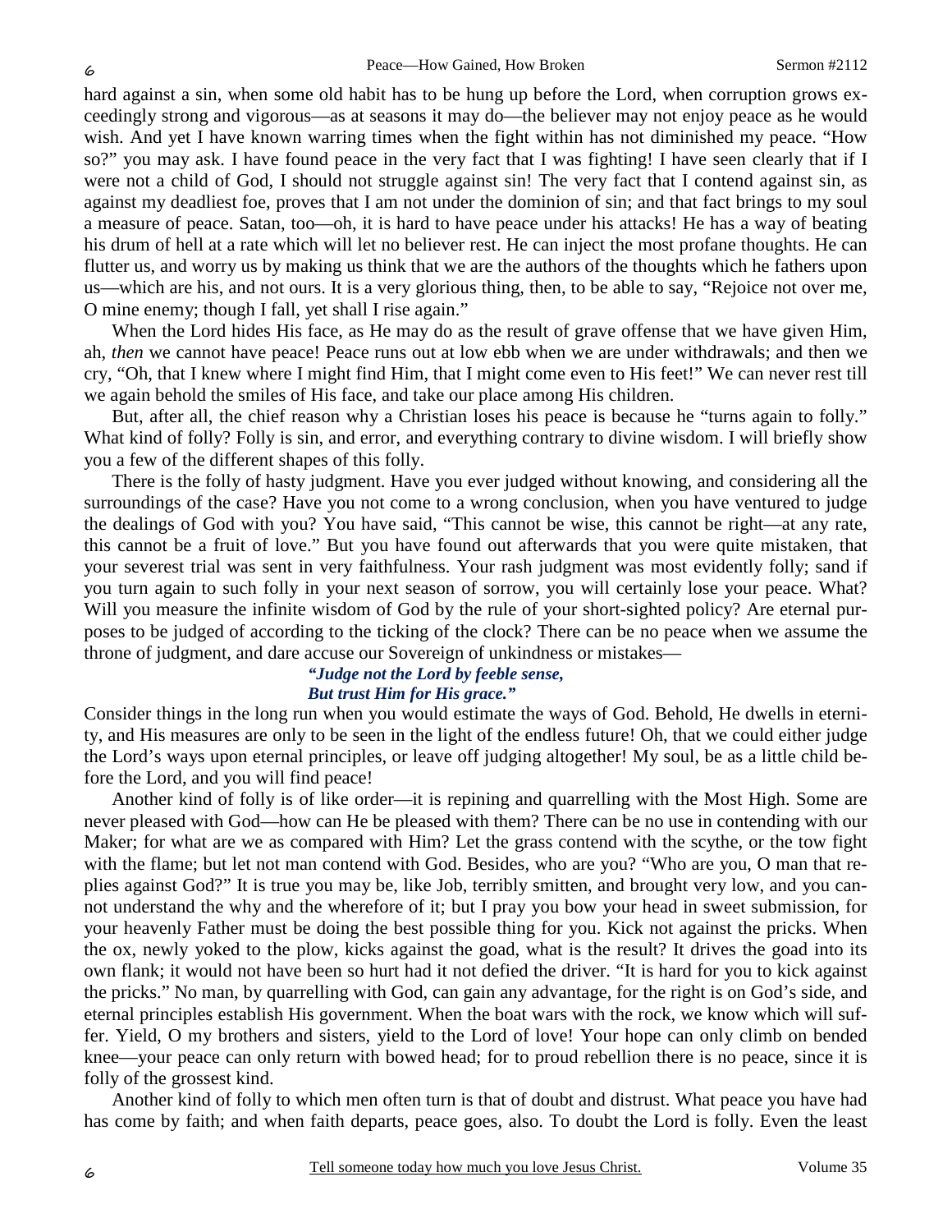hard against a sin, when some old habit has to be hung up before the Lord, when corruption grows exceedingly strong and vigorous—as at seasons it may do—the believer may not enjoy peace as he would wish. And yet I have known warring times when the fight within has not diminished my peace. "How so?" you may ask. I have found peace in the very fact that I was fighting! I have seen clearly that if I were not a child of God, I should not struggle against sin! The very fact that I contend against sin, as against my deadliest foe, proves that I am not under the dominion of sin; and that fact brings to my soul a measure of peace. Satan, too—oh, it is hard to have peace under his attacks! He has a way of beating his drum of hell at a rate which will let no believer rest. He can inject the most profane thoughts. He can flutter us, and worry us by making us think that we are the authors of the thoughts which he fathers upon us—which are his, and not ours. It is a very glorious thing, then, to be able to say, "Rejoice not over me, O mine enemy; though I fall, yet shall I rise again."

When the Lord hides His face, as He may do as the result of grave offense that we have given Him, ah, *then* we cannot have peace! Peace runs out at low ebb when we are under withdrawals; and then we cry, "Oh, that I knew where I might find Him, that I might come even to His feet!" We can never rest till we again behold the smiles of His face, and take our place among His children.

But, after all, the chief reason why a Christian loses his peace is because he "turns again to folly." What kind of folly? Folly is sin, and error, and everything contrary to divine wisdom. I will briefly show you a few of the different shapes of this folly.

There is the folly of hasty judgment. Have you ever judged without knowing, and considering all the surroundings of the case? Have you not come to a wrong conclusion, when you have ventured to judge the dealings of God with you? You have said, "This cannot be wise, this cannot be right—at any rate, this cannot be a fruit of love." But you have found out afterwards that you were quite mistaken, that your severest trial was sent in very faithfulness. Your rash judgment was most evidently folly; sand if you turn again to such folly in your next season of sorrow, you will certainly lose your peace. What? Will you measure the infinite wisdom of God by the rule of your short-sighted policy? Are eternal purposes to be judged of according to the ticking of the clock? There can be no peace when we assume the throne of judgment, and dare accuse our Sovereign of unkindness or mistakes—

> ***"Judge not the Lord by feeble sense,***
> ***But trust Him for His grace."***

Consider things in the long run when you would estimate the ways of God. Behold, He dwells in eternity, and His measures are only to be seen in the light of the endless future! Oh, that we could either judge the Lord's ways upon eternal principles, or leave off judging altogether! My soul, be as a little child before the Lord, and you will find peace!

Another kind of folly is of like order—it is repining and quarrelling with the Most High. Some are never pleased with God—how can He be pleased with them? There can be no use in contending with our Maker; for what are we as compared with Him? Let the grass contend with the scythe, or the tow fight with the flame; but let not man contend with God. Besides, who are you? "Who are you, O man that replies against God?" It is true you may be, like Job, terribly smitten, and brought very low, and you cannot understand the why and the wherefore of it; but I pray you bow your head in sweet submission, for your heavenly Father must be doing the best possible thing for you. Kick not against the pricks. When the ox, newly yoked to the plow, kicks against the goad, what is the result? It drives the goad into its own flank; it would not have been so hurt had it not defied the driver. "It is hard for you to kick against the pricks." No man, by quarrelling with God, can gain any advantage, for the right is on God's side, and eternal principles establish His government. When the boat wars with the rock, we know which will suffer. Yield, O my brothers and sisters, yield to the Lord of love! Your hope can only climb on bended knee—your peace can only return with bowed head; for to proud rebellion there is no peace, since it is folly of the grossest kind.

Another kind of folly to which men often turn is that of doubt and distrust. What peace you have had has come by faith; and when faith departs, peace goes, also. To doubt the Lord is folly. Even the least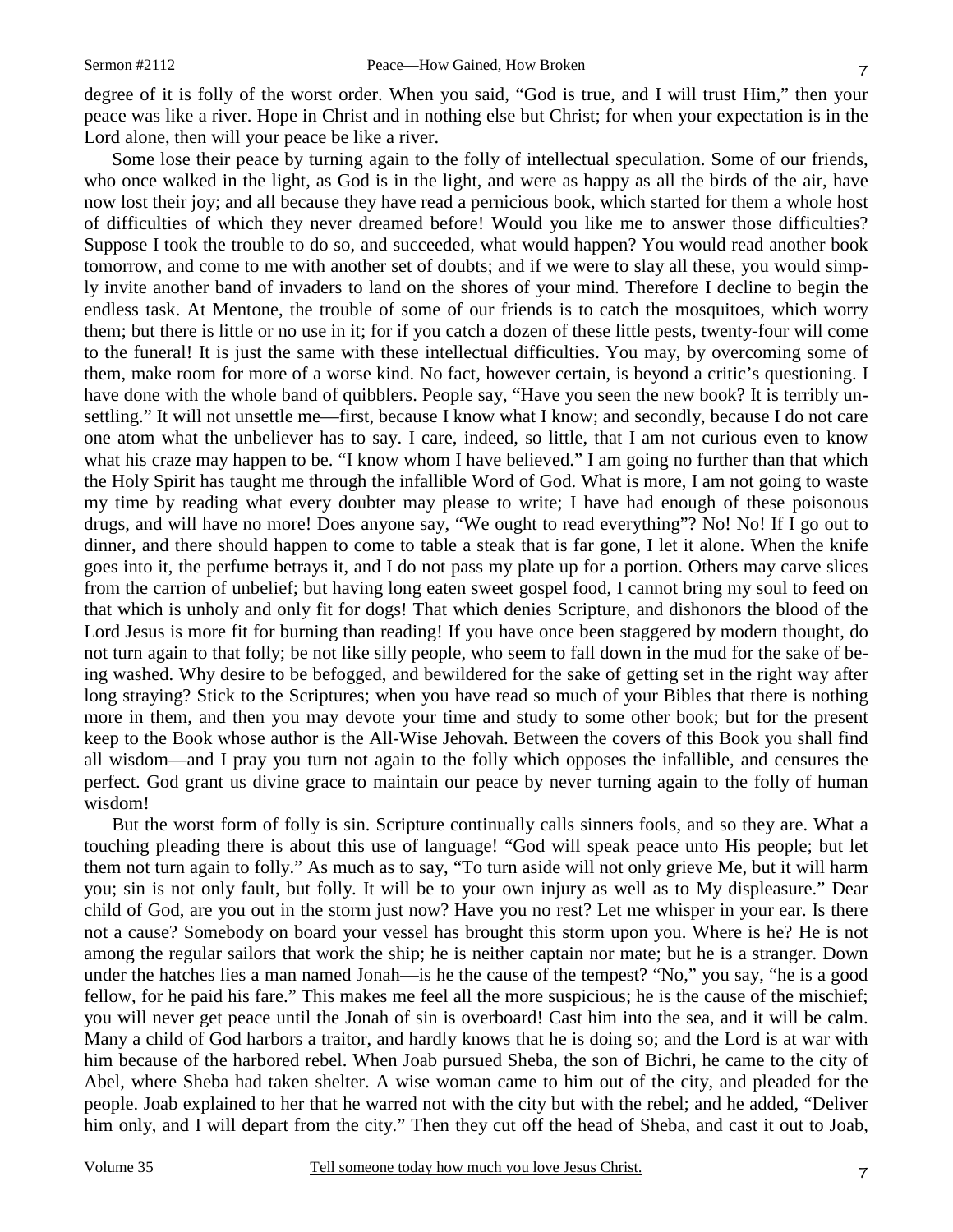degree of it is folly of the worst order. When you said, "God is true, and I will trust Him," then your peace was like a river. Hope in Christ and in nothing else but Christ; for when your expectation is in the Lord alone, then will your peace be like a river.

Some lose their peace by turning again to the folly of intellectual speculation. Some of our friends, who once walked in the light, as God is in the light, and were as happy as all the birds of the air, have now lost their joy; and all because they have read a pernicious book, which started for them a whole host of difficulties of which they never dreamed before! Would you like me to answer those difficulties? Suppose I took the trouble to do so, and succeeded, what would happen? You would read another book tomorrow, and come to me with another set of doubts; and if we were to slay all these, you would simply invite another band of invaders to land on the shores of your mind. Therefore I decline to begin the endless task. At Mentone, the trouble of some of our friends is to catch the mosquitoes, which worry them; but there is little or no use in it; for if you catch a dozen of these little pests, twenty-four will come to the funeral! It is just the same with these intellectual difficulties. You may, by overcoming some of them, make room for more of a worse kind. No fact, however certain, is beyond a critic's questioning. I have done with the whole band of quibblers. People say, "Have you seen the new book? It is terribly unsettling." It will not unsettle me—first, because I know what I know; and secondly, because I do not care one atom what the unbeliever has to say. I care, indeed, so little, that I am not curious even to know what his craze may happen to be. "I know whom I have believed." I am going no further than that which the Holy Spirit has taught me through the infallible Word of God. What is more, I am not going to waste my time by reading what every doubter may please to write; I have had enough of these poisonous drugs, and will have no more! Does anyone say, "We ought to read everything"? No! No! If I go out to dinner, and there should happen to come to table a steak that is far gone, I let it alone. When the knife goes into it, the perfume betrays it, and I do not pass my plate up for a portion. Others may carve slices from the carrion of unbelief; but having long eaten sweet gospel food, I cannot bring my soul to feed on that which is unholy and only fit for dogs! That which denies Scripture, and dishonors the blood of the Lord Jesus is more fit for burning than reading! If you have once been staggered by modern thought, do not turn again to that folly; be not like silly people, who seem to fall down in the mud for the sake of being washed. Why desire to be befogged, and bewildered for the sake of getting set in the right way after long straying? Stick to the Scriptures; when you have read so much of your Bibles that there is nothing more in them, and then you may devote your time and study to some other book; but for the present keep to the Book whose author is the All-Wise Jehovah. Between the covers of this Book you shall find all wisdom—and I pray you turn not again to the folly which opposes the infallible, and censures the perfect. God grant us divine grace to maintain our peace by never turning again to the folly of human wisdom!

But the worst form of folly is sin. Scripture continually calls sinners fools, and so they are. What a touching pleading there is about this use of language! "God will speak peace unto His people; but let them not turn again to folly." As much as to say, "To turn aside will not only grieve Me, but it will harm you; sin is not only fault, but folly. It will be to your own injury as well as to My displeasure." Dear child of God, are you out in the storm just now? Have you no rest? Let me whisper in your ear. Is there not a cause? Somebody on board your vessel has brought this storm upon you. Where is he? He is not among the regular sailors that work the ship; he is neither captain nor mate; but he is a stranger. Down under the hatches lies a man named Jonah—is he the cause of the tempest? "No," you say, "he is a good fellow, for he paid his fare." This makes me feel all the more suspicious; he is the cause of the mischief; you will never get peace until the Jonah of sin is overboard! Cast him into the sea, and it will be calm. Many a child of God harbors a traitor, and hardly knows that he is doing so; and the Lord is at war with him because of the harbored rebel. When Joab pursued Sheba, the son of Bichri, he came to the city of Abel, where Sheba had taken shelter. A wise woman came to him out of the city, and pleaded for the people. Joab explained to her that he warred not with the city but with the rebel; and he added, "Deliver him only, and I will depart from the city." Then they cut off the head of Sheba, and cast it out to Joab,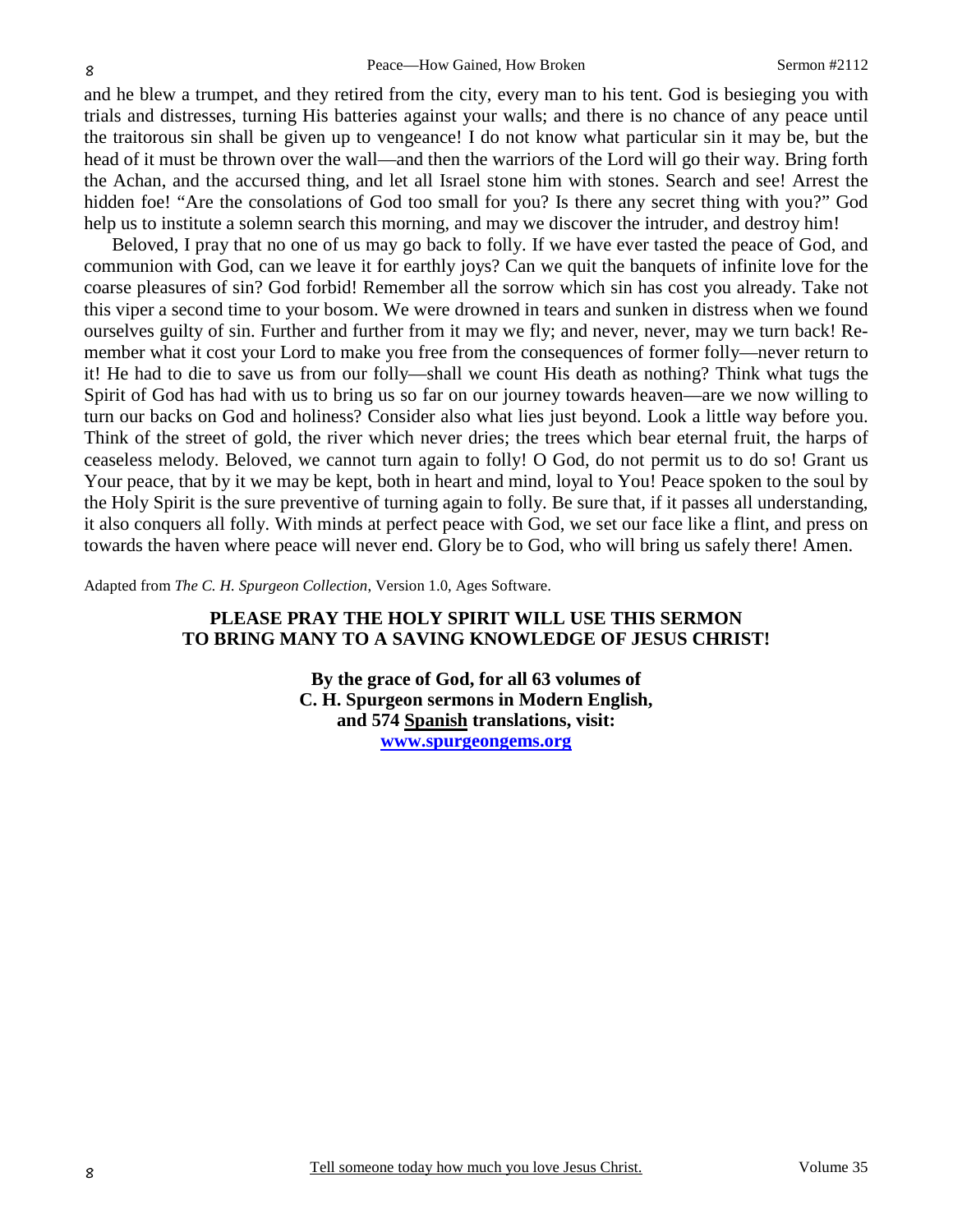and he blew a trumpet, and they retired from the city, every man to his tent. God is besieging you with trials and distresses, turning His batteries against your walls; and there is no chance of any peace until the traitorous sin shall be given up to vengeance! I do not know what particular sin it may be, but the head of it must be thrown over the wall—and then the warriors of the Lord will go their way. Bring forth the Achan, and the accursed thing, and let all Israel stone him with stones. Search and see! Arrest the hidden foe! "Are the consolations of God too small for you? Is there any secret thing with you?" God help us to institute a solemn search this morning, and may we discover the intruder, and destroy him!

Beloved, I pray that no one of us may go back to folly. If we have ever tasted the peace of God, and communion with God, can we leave it for earthly joys? Can we quit the banquets of infinite love for the coarse pleasures of sin? God forbid! Remember all the sorrow which sin has cost you already. Take not this viper a second time to your bosom. We were drowned in tears and sunken in distress when we found ourselves guilty of sin. Further and further from it may we fly; and never, never, may we turn back! Remember what it cost your Lord to make you free from the consequences of former folly—never return to it! He had to die to save us from our folly—shall we count His death as nothing? Think what tugs the Spirit of God has had with us to bring us so far on our journey towards heaven—are we now willing to turn our backs on God and holiness? Consider also what lies just beyond. Look a little way before you. Think of the street of gold, the river which never dries; the trees which bear eternal fruit, the harps of ceaseless melody. Beloved, we cannot turn again to folly! O God, do not permit us to do so! Grant us Your peace, that by it we may be kept, both in heart and mind, loyal to You! Peace spoken to the soul by the Holy Spirit is the sure preventive of turning again to folly. Be sure that, if it passes all understanding, it also conquers all folly. With minds at perfect peace with God, we set our face like a flint, and press on towards the haven where peace will never end. Glory be to God, who will bring us safely there! Amen.

Adapted from *The C. H. Spurgeon Collection*, Version 1.0, Ages Software.

**PLEASE PRAY THE HOLY SPIRIT WILL USE THIS SERMON TO BRING MANY TO A SAVING KNOWLEDGE OF JESUS CHRIST!**

**By the grace of God, for all 63 volumes of C. H. Spurgeon sermons in Modern English, and 574 Spanish translations, visit: www.spurgeongems.org**